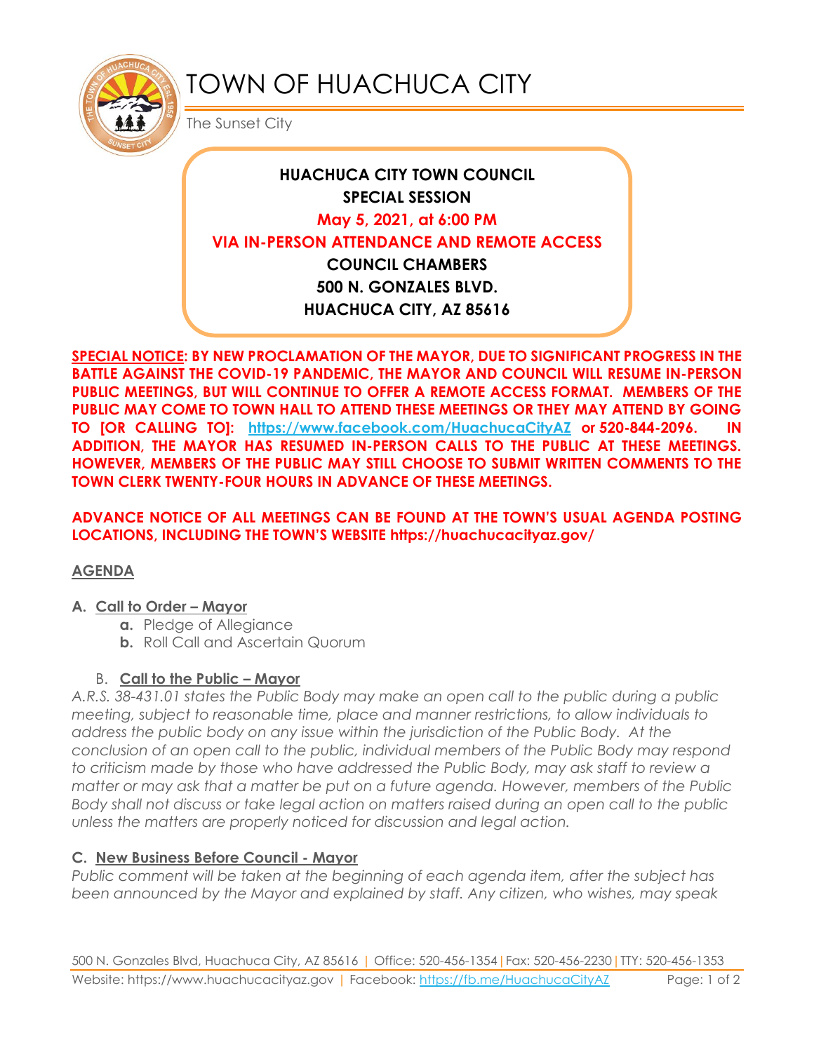# TOWN OF HUACHUCA CITY

The Sunset City

**HUACHUCA CITY TOWN COUNCIL**
**SPECIAL SESSION**
**May 5, 2021, at 6:00 PM**
**VIA IN-PERSON ATTENDANCE AND REMOTE ACCESS**
**COUNCIL CHAMBERS**
**500 N. GONZALES BLVD.**
**HUACHUCA CITY, AZ 85616**

**SPECIAL NOTICE: BY NEW PROCLAMATION OF THE MAYOR, DUE TO SIGNIFICANT PROGRESS IN THE BATTLE AGAINST THE COVID-19 PANDEMIC, THE MAYOR AND COUNCIL WILL RESUME IN-PERSON PUBLIC MEETINGS, BUT WILL CONTINUE TO OFFER A REMOTE ACCESS FORMAT. MEMBERS OF THE PUBLIC MAY COME TO TOWN HALL TO ATTEND THESE MEETINGS OR THEY MAY ATTEND BY GOING TO [OR CALLING TO]: https://www.facebook.com/HuachucaCityAZ or 520-844-2096. IN ADDITION, THE MAYOR HAS RESUMED IN-PERSON CALLS TO THE PUBLIC AT THESE MEETINGS. HOWEVER, MEMBERS OF THE PUBLIC MAY STILL CHOOSE TO SUBMIT WRITTEN COMMENTS TO THE TOWN CLERK TWENTY-FOUR HOURS IN ADVANCE OF THESE MEETINGS.**

**ADVANCE NOTICE OF ALL MEETINGS CAN BE FOUND AT THE TOWN'S USUAL AGENDA POSTING LOCATIONS, INCLUDING THE TOWN'S WEBSITE https://huachucacityaz.gov/**

## AGENDA

### A. Call to Order – Mayor

- **a.** Pledge of Allegiance
- **b.** Roll Call and Ascertain Quorum

### B. Call to the Public – Mayor

*A.R.S. 38-431.01 states the Public Body may make an open call to the public during a public meeting, subject to reasonable time, place and manner restrictions, to allow individuals to address the public body on any issue within the jurisdiction of the Public Body. At the conclusion of an open call to the public, individual members of the Public Body may respond to criticism made by those who have addressed the Public Body, may ask staff to review a matter or may ask that a matter be put on a future agenda. However, members of the Public Body shall not discuss or take legal action on matters raised during an open call to the public unless the matters are properly noticed for discussion and legal action.*

### C. New Business Before Council - Mayor

*Public comment will be taken at the beginning of each agenda item, after the subject has been announced by the Mayor and explained by staff. Any citizen, who wishes, may speak*

500 N. Gonzales Blvd, Huachuca City, AZ 85616 | Office: 520-456-1354 | Fax: 520-456-2230 | TTY: 520-456-1353
Website: https://www.huachucacityaz.gov | Facebook: https://fb.me/HuachucaCityAZ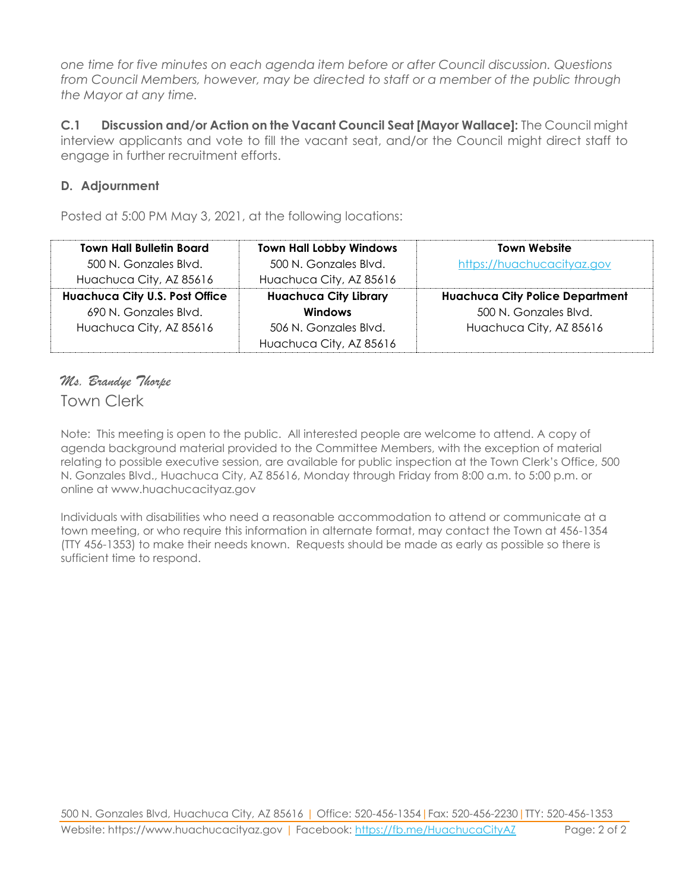*one time for five minutes on each agenda item before or after Council discussion. Questions from Council Members, however, may be directed to staff or a member of the public through the Mayor at any time.*

**C.1 Discussion and/or Action on the Vacant Council Seat [Mayor Wallace]:** The Council might interview applicants and vote to fill the vacant seat, and/or the Council might direct staff to engage in further recruitment efforts.

## D. Adjournment

Posted at 5:00 PM May 3, 2021, at the following locations:

| | | |
|---|---|---|
| **Town Hall Bulletin Board**<br>500 N. Gonzales Blvd.<br>Huachuca City, AZ 85616 | **Town Hall Lobby Windows**<br>500 N. Gonzales Blvd.<br>Huachuca City, AZ 85616 | **Town Website**<br>https://huachucacityaz.gov |
| **Huachuca City U.S. Post Office**<br>690 N. Gonzales Blvd.<br>Huachuca City, AZ 85616 | **Huachuca City Library Windows**<br>506 N. Gonzales Blvd.<br>Huachuca City, AZ 85616 | **Huachuca City Police Department**<br>500 N. Gonzales Blvd.<br>Huachuca City, AZ 85616 |

*Ms. Brandye Thorpe*
Town Clerk

Note: This meeting is open to the public. All interested people are welcome to attend. A copy of agenda background material provided to the Committee Members, with the exception of material relating to possible executive session, are available for public inspection at the Town Clerk's Office, 500 N. Gonzales Blvd., Huachuca City, AZ 85616, Monday through Friday from 8:00 a.m. to 5:00 p.m. or online at www.huachucacityaz.gov

Individuals with disabilities who need a reasonable accommodation to attend or communicate at a town meeting, or who require this information in alternate format, may contact the Town at 456-1354 (TTY 456-1353) to make their needs known. Requests should be made as early as possible so there is sufficient time to respond.